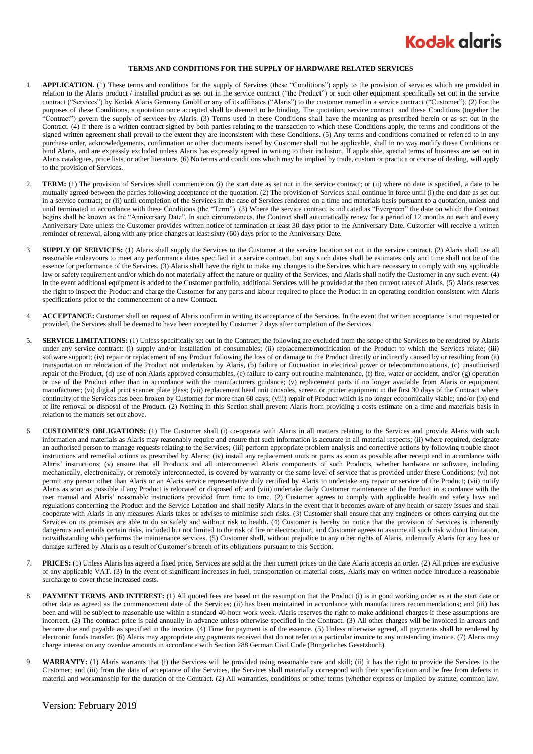# TERMS AND CONDITIONS FOR THE SUPPLY OF HARDWARE RELATED SERVICES

1. **APPLICATION.** (1) These terms and conditions for the supply of Services (these "Conditions") apply to the provision of services which are provided in relation to the Alaris product / installed product as set out in the service contract ("the Product") or such other equipment specifically set out in the service contract ("Services") by Kodak Alaris Germany GmbH or any of its affiliates ("Alaris") to the customer named in a service contract ("Customer"). (2) For the purposes of these Conditions, a quotation once accepted shall be deemed to be binding. The quotation, service contract and these Conditions (together the "Contract") govern the supply of services by Alaris. (3) Terms used in these Conditions shall have the meaning as prescribed herein or as set out in the Contract. (4) If there is a written contract signed by both parties relating to the transaction to which these Conditions apply, the terms and conditions of the signed written agreement shall prevail to the extent they are inconsistent with these Conditions. (5) Any terms and conditions contained or referred to in any purchase order, acknowledgements, confirmation or other documents issued by Customer shall not be applicable, shall in no way modify these Conditions or bind Alaris, and are expressly excluded unless Alaris has expressly agreed in writing to their inclusion. If applicable, special terms of business are set out in Alaris catalogues, price lists, or other literature. (6) No terms and conditions which may be implied by trade, custom or practice or course of dealing, will apply to the provision of Services.

2. **TERM:** (1) The provision of Services shall commence on (i) the start date as set out in the service contract; or (ii) where no date is specified, a date to be mutually agreed between the parties following acceptance of the quotation. (2) The provision of Services shall continue in force until (i) the end date as set out in a service contract; or (ii) until completion of the Services in the case of Services rendered on a time and materials basis pursuant to a quotation, unless and until terminated in accordance with these Conditions (the "Term"). (3) Where the service contract is indicated as "Evergreen" the date on which the Contract begins shall be known as the "Anniversary Date". In such circumstances, the Contract shall automatically renew for a period of 12 months on each and every Anniversary Date unless the Customer provides written notice of termination at least 30 days prior to the Anniversary Date. Customer will receive a written reminder of renewal, along with any price changes at least sixty (60) days prior to the Anniversary Date.

3. **SUPPLY OF SERVICES:** (1) Alaris shall supply the Services to the Customer at the service location set out in the service contract. (2) Alaris shall use all reasonable endeavours to meet any performance dates specified in a service contract, but any such dates shall be estimates only and time shall not be of the essence for performance of the Services. (3) Alaris shall have the right to make any changes to the Services which are necessary to comply with any applicable law or safety requirement and/or which do not materially affect the nature or quality of the Services, and Alaris shall notify the Customer in any such event. (4) In the event additional equipment is added to the Customer portfolio, additional Services will be provided at the then current rates of Alaris. (5) Alaris reserves the right to inspect the Product and charge the Customer for any parts and labour required to place the Product in an operating condition consistent with Alaris specifications prior to the commencement of a new Contract.

4. **ACCEPTANCE:** Customer shall on request of Alaris confirm in writing its acceptance of the Services. In the event that written acceptance is not requested or provided, the Services shall be deemed to have been accepted by Customer 2 days after completion of the Services.

5. **SERVICE LIMITATIONS:** (1) Unless specifically set out in the Contract, the following are excluded from the scope of the Services to be rendered by Alaris under any service contract: (i) supply and/or installation of consumables; (ii) replacement/modification of the Product to which the Services relate; (iii) software support; (iv) repair or replacement of any Product following the loss of or damage to the Product directly or indirectly caused by or resulting from (a) transportation or relocation of the Product not undertaken by Alaris, (b) failure or fluctuation in electrical power or telecommunications, (c) unauthorised repair of the Product, (d) use of non Alaris approved consumables, (e) failure to carry out routine maintenance, (f) fire, water or accident, and/or (g) operation or use of the Product other than in accordance with the manufacturers guidance; (v) replacement parts if no longer available from Alaris or equipment manufacturer; (vi) digital print scanner plate glass; (vii) replacement head unit consoles, screen or printer equipment in the first 30 days of the Contract where continuity of the Services has been broken by Customer for more than 60 days; (viii) repair of Product which is no longer economically viable; and/or (ix) end of life removal or disposal of the Product. (2) Nothing in this Section shall prevent Alaris from providing a costs estimate on a time and materials basis in relation to the matters set out above.

6. **CUSTOMER'S OBLIGATIONS:** (1) The Customer shall (i) co-operate with Alaris in all matters relating to the Services and provide Alaris with such information and materials as Alaris may reasonably require and ensure that such information is accurate in all material respects; (ii) where required, designate an authorised person to manage requests relating to the Services; (iii) perform appropriate problem analysis and corrective actions by following trouble shoot instructions and remedial actions as prescribed by Alaris; (iv) install any replacement units or parts as soon as possible after receipt and in accordance with Alaris' instructions; (v) ensure that all Products and all interconnected Alaris components of such Products, whether hardware or software, including mechanically, electronically, or remotely interconnected, is covered by warranty or the same level of service that is provided under these Conditions; (vi) not permit any person other than Alaris or an Alaris service representative duly certified by Alaris to undertake any repair or service of the Product; (vii) notify Alaris as soon as possible if any Product is relocated or disposed of; and (viii) undertake daily Customer maintenance of the Product in accordance with the user manual and Alaris' reasonable instructions provided from time to time. (2) Customer agrees to comply with applicable health and safety laws and regulations concerning the Product and the Service Location and shall notify Alaris in the event that it becomes aware of any health or safety issues and shall cooperate with Alaris in any measures Alaris takes or advises to minimise such risks. (3) Customer shall ensure that any engineers or others carrying out the Services on its premises are able to do so safely and without risk to health. (4) Customer is hereby on notice that the provision of Services is inherently dangerous and entails certain risks, included but not limited to the risk of fire or electrocution, and Customer agrees to assume all such risk without limitation, notwithstanding who performs the maintenance services. (5) Customer shall, without prejudice to any other rights of Alaris, indemnify Alaris for any loss or damage suffered by Alaris as a result of Customer's breach of its obligations pursuant to this Section.

7. **PRICES:** (1) Unless Alaris has agreed a fixed price, Services are sold at the then current prices on the date Alaris accepts an order. (2) All prices are exclusive of any applicable VAT. (3) In the event of significant increases in fuel, transportation or material costs, Alaris may on written notice introduce a reasonable surcharge to cover these increased costs.

8. **PAYMENT TERMS AND INTEREST:** (1) All quoted fees are based on the assumption that the Product (i) is in good working order as at the start date or other date as agreed as the commencement date of the Services; (ii) has been maintained in accordance with manufacturers recommendations; and (iii) has been and will be subject to reasonable use within a standard 40-hour work week. Alaris reserves the right to make additional charges if these assumptions are incorrect. (2) The contract price is paid annually in advance unless otherwise specified in the Contract. (3) All other charges will be invoiced in arrears and become due and payable as specified in the invoice. (4) Time for payment is of the essence. (5) Unless otherwise agreed, all payments shall be rendered by electronic funds transfer. (6) Alaris may appropriate any payments received that do not refer to a particular invoice to any outstanding invoice. (7) Alaris may charge interest on any overdue amounts in accordance with Section 288 German Civil Code (Bürgerliches Gesetzbuch).

9. **WARRANTY:** (1) Alaris warrants that (i) the Services will be provided using reasonable care and skill; (ii) it has the right to provide the Services to the Customer; and (iii) from the date of acceptance of the Services, the Services shall materially correspond with their specification and be free from defects in material and workmanship for the duration of the Contract. (2) All warranties, conditions or other terms (whether express or implied by statute, common law,

Version: February 2019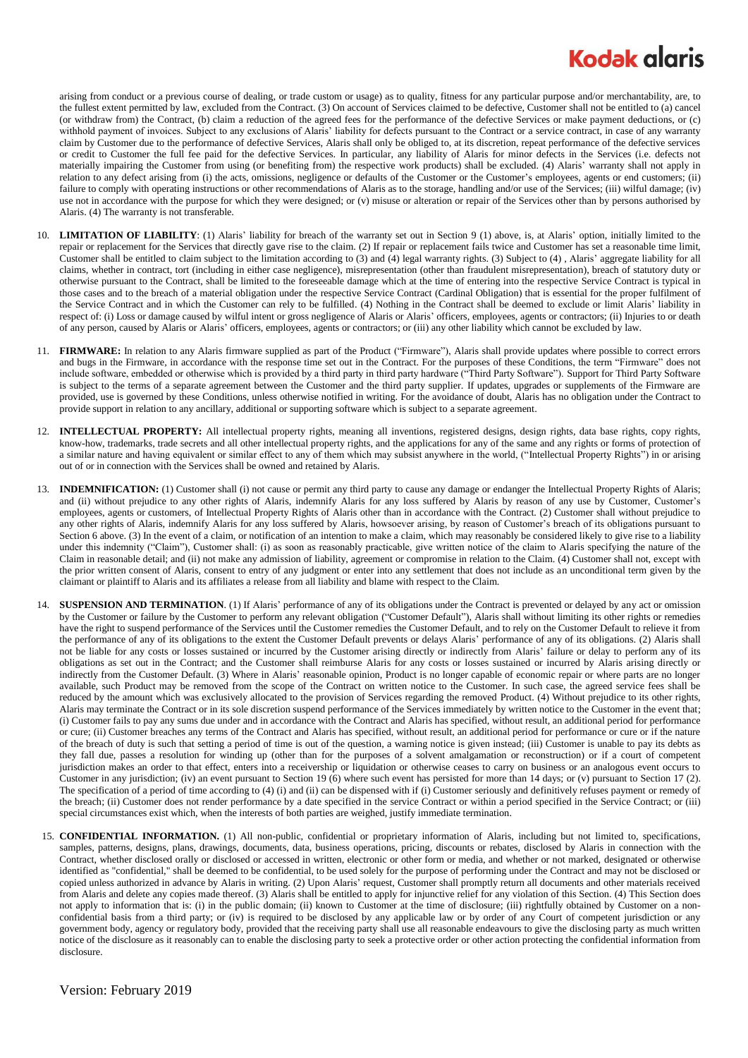arising from conduct or a previous course of dealing, or trade custom or usage) as to quality, fitness for any particular purpose and/or merchantability, are, to the fullest extent permitted by law, excluded from the Contract. (3) On account of Services claimed to be defective, Customer shall not be entitled to (a) cancel (or withdraw from) the Contract, (b) claim a reduction of the agreed fees for the performance of the defective Services or make payment deductions, or (c) withhold payment of invoices. Subject to any exclusions of Alaris' liability for defects pursuant to the Contract or a service contract, in case of any warranty claim by Customer due to the performance of defective Services, Alaris shall only be obliged to, at its discretion, repeat performance of the defective services or credit to Customer the full fee paid for the defective Services. In particular, any liability of Alaris for minor defects in the Services (i.e. defects not materially impairing the Customer from using (or benefiting from) the respective work products) shall be excluded. (4) Alaris' warranty shall not apply in relation to any defect arising from (i) the acts, omissions, negligence or defaults of the Customer or the Customer's employees, agents or end customers; (ii) failure to comply with operating instructions or other recommendations of Alaris as to the storage, handling and/or use of the Services; (iii) wilful damage; (iv) use not in accordance with the purpose for which they were designed; or (v) misuse or alteration or repair of the Services other than by persons authorised by Alaris. (4) The warranty is not transferable.

10. **LIMITATION OF LIABILITY**: (1) Alaris' liability for breach of the warranty set out in Section 9 (1) above, is, at Alaris' option, initially limited to the repair or replacement for the Services that directly gave rise to the claim. (2) If repair or replacement fails twice and Customer has set a reasonable time limit, Customer shall be entitled to claim subject to the limitation according to (3) and (4) legal warranty rights. (3) Subject to (4) , Alaris' aggregate liability for all claims, whether in contract, tort (including in either case negligence), misrepresentation (other than fraudulent misrepresentation), breach of statutory duty or otherwise pursuant to the Contract, shall be limited to the foreseeable damage which at the time of entering into the respective Service Contract is typical in those cases and to the breach of a material obligation under the respective Service Contract (Cardinal Obligation) that is essential for the proper fulfilment of the Service Contract and in which the Customer can rely to be fulfilled. (4) Nothing in the Contract shall be deemed to exclude or limit Alaris' liability in respect of: (i) Loss or damage caused by wilful intent or gross negligence of Alaris or Alaris' officers, employees, agents or contractors; (ii) Injuries to or death of any person, caused by Alaris or Alaris' officers, employees, agents or contractors; or (iii) any other liability which cannot be excluded by law.

11. **FIRMWARE:** In relation to any Alaris firmware supplied as part of the Product ("Firmware"), Alaris shall provide updates where possible to correct errors and bugs in the Firmware, in accordance with the response time set out in the Contract. For the purposes of these Conditions, the term "Firmware" does not include software, embedded or otherwise which is provided by a third party in third party hardware ("Third Party Software"). Support for Third Party Software is subject to the terms of a separate agreement between the Customer and the third party supplier. If updates, upgrades or supplements of the Firmware are provided, use is governed by these Conditions, unless otherwise notified in writing. For the avoidance of doubt, Alaris has no obligation under the Contract to provide support in relation to any ancillary, additional or supporting software which is subject to a separate agreement.

12. **INTELLECTUAL PROPERTY:** All intellectual property rights, meaning all inventions, registered designs, design rights, data base rights, copy rights, know-how, trademarks, trade secrets and all other intellectual property rights, and the applications for any of the same and any rights or forms of protection of a similar nature and having equivalent or similar effect to any of them which may subsist anywhere in the world, ("Intellectual Property Rights") in or arising out of or in connection with the Services shall be owned and retained by Alaris.

13. **INDEMNIFICATION:** (1) Customer shall (i) not cause or permit any third party to cause any damage or endanger the Intellectual Property Rights of Alaris; and (ii) without prejudice to any other rights of Alaris, indemnify Alaris for any loss suffered by Alaris by reason of any use by Customer, Customer's employees, agents or customers, of Intellectual Property Rights of Alaris other than in accordance with the Contract. (2) Customer shall without prejudice to any other rights of Alaris, indemnify Alaris for any loss suffered by Alaris, howsoever arising, by reason of Customer's breach of its obligations pursuant to Section 6 above. (3) In the event of a claim, or notification of an intention to make a claim, which may reasonably be considered likely to give rise to a liability under this indemnity ("Claim"), Customer shall: (i) as soon as reasonably practicable, give written notice of the claim to Alaris specifying the nature of the Claim in reasonable detail; and (ii) not make any admission of liability, agreement or compromise in relation to the Claim. (4) Customer shall not, except with the prior written consent of Alaris, consent to entry of any judgment or enter into any settlement that does not include as an unconditional term given by the claimant or plaintiff to Alaris and its affiliates a release from all liability and blame with respect to the Claim.

14. **SUSPENSION AND TERMINATION**. (1) If Alaris' performance of any of its obligations under the Contract is prevented or delayed by any act or omission by the Customer or failure by the Customer to perform any relevant obligation ("Customer Default"), Alaris shall without limiting its other rights or remedies have the right to suspend performance of the Services until the Customer remedies the Customer Default, and to rely on the Customer Default to relieve it from the performance of any of its obligations to the extent the Customer Default prevents or delays Alaris' performance of any of its obligations. (2) Alaris shall not be liable for any costs or losses sustained or incurred by the Customer arising directly or indirectly from Alaris' failure or delay to perform any of its obligations as set out in the Contract; and the Customer shall reimburse Alaris for any costs or losses sustained or incurred by Alaris arising directly or indirectly from the Customer Default. (3) Where in Alaris' reasonable opinion, Product is no longer capable of economic repair or where parts are no longer available, such Product may be removed from the scope of the Contract on written notice to the Customer. In such case, the agreed service fees shall be reduced by the amount which was exclusively allocated to the provision of Services regarding the removed Product. (4) Without prejudice to its other rights, Alaris may terminate the Contract or in its sole discretion suspend performance of the Services immediately by written notice to the Customer in the event that; (i) Customer fails to pay any sums due under and in accordance with the Contract and Alaris has specified, without result, an additional period for performance or cure; (ii) Customer breaches any terms of the Contract and Alaris has specified, without result, an additional period for performance or cure or if the nature of the breach of duty is such that setting a period of time is out of the question, a warning notice is given instead; (iii) Customer is unable to pay its debts as they fall due, passes a resolution for winding up (other than for the purposes of a solvent amalgamation or reconstruction) or if a court of competent jurisdiction makes an order to that effect, enters into a receivership or liquidation or otherwise ceases to carry on business or an analogous event occurs to Customer in any jurisdiction; (iv) an event pursuant to Section 19 (6) where such event has persisted for more than 14 days; or (v) pursuant to Section 17 (2). The specification of a period of time according to (4) (i) and (ii) can be dispensed with if (i) Customer seriously and definitively refuses payment or remedy of the breach; (ii) Customer does not render performance by a date specified in the service Contract or within a period specified in the Service Contract; or (iii) special circumstances exist which, when the interests of both parties are weighed, justify immediate termination.

15. **CONFIDENTIAL INFORMATION.** (1) All non-public, confidential or proprietary information of Alaris, including but not limited to, specifications, samples, patterns, designs, plans, drawings, documents, data, business operations, pricing, discounts or rebates, disclosed by Alaris in connection with the Contract, whether disclosed orally or disclosed or accessed in written, electronic or other form or media, and whether or not marked, designated or otherwise identified as "confidential," shall be deemed to be confidential, to be used solely for the purpose of performing under the Contract and may not be disclosed or copied unless authorized in advance by Alaris in writing. (2) Upon Alaris' request, Customer shall promptly return all documents and other materials received from Alaris and delete any copies made thereof. (3) Alaris shall be entitled to apply for injunctive relief for any violation of this Section. (4) This Section does not apply to information that is: (i) in the public domain; (ii) known to Customer at the time of disclosure; (iii) rightfully obtained by Customer on a non-confidential basis from a third party; or (iv) is required to be disclosed by any applicable law or by order of any Court of competent jurisdiction or any government body, agency or regulatory body, provided that the receiving party shall use all reasonable endeavours to give the disclosing party as much written notice of the disclosure as it reasonably can to enable the disclosing party to seek a protective order or other action protecting the confidential information from disclosure.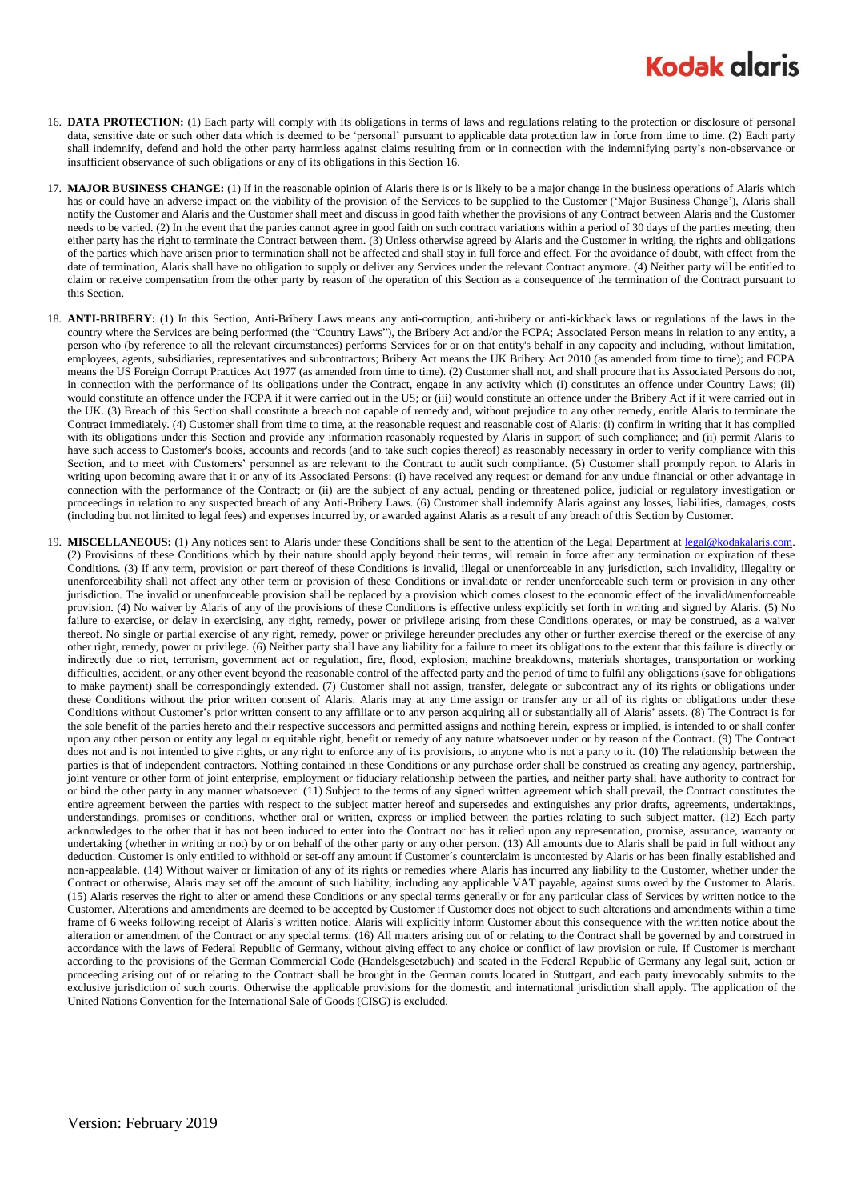16. **DATA PROTECTION:** (1) Each party will comply with its obligations in terms of laws and regulations relating to the protection or disclosure of personal data, sensitive date or such other data which is deemed to be 'personal' pursuant to applicable data protection law in force from time to time. (2) Each party shall indemnify, defend and hold the other party harmless against claims resulting from or in connection with the indemnifying party's non-observance or insufficient observance of such obligations or any of its obligations in this Section 16.

17. **MAJOR BUSINESS CHANGE:** (1) If in the reasonable opinion of Alaris there is or is likely to be a major change in the business operations of Alaris which has or could have an adverse impact on the viability of the provision of the Services to be supplied to the Customer ('Major Business Change'), Alaris shall notify the Customer and Alaris and the Customer shall meet and discuss in good faith whether the provisions of any Contract between Alaris and the Customer needs to be varied. (2) In the event that the parties cannot agree in good faith on such contract variations within a period of 30 days of the parties meeting, then either party has the right to terminate the Contract between them. (3) Unless otherwise agreed by Alaris and the Customer in writing, the rights and obligations of the parties which have arisen prior to termination shall not be affected and shall stay in full force and effect. For the avoidance of doubt, with effect from the date of termination, Alaris shall have no obligation to supply or deliver any Services under the relevant Contract anymore. (4) Neither party will be entitled to claim or receive compensation from the other party by reason of the operation of this Section as a consequence of the termination of the Contract pursuant to this Section.

18. **ANTI-BRIBERY:** (1) In this Section, Anti-Bribery Laws means any anti-corruption, anti-bribery or anti-kickback laws or regulations of the laws in the country where the Services are being performed (the "Country Laws"), the Bribery Act and/or the FCPA; Associated Person means in relation to any entity, a person who (by reference to all the relevant circumstances) performs Services for or on that entity's behalf in any capacity and including, without limitation, employees, agents, subsidiaries, representatives and subcontractors; Bribery Act means the UK Bribery Act 2010 (as amended from time to time); and FCPA means the US Foreign Corrupt Practices Act 1977 (as amended from time to time). (2) Customer shall not, and shall procure that its Associated Persons do not, in connection with the performance of its obligations under the Contract, engage in any activity which (i) constitutes an offence under Country Laws; (ii) would constitute an offence under the FCPA if it were carried out in the US; or (iii) would constitute an offence under the Bribery Act if it were carried out in the UK. (3) Breach of this Section shall constitute a breach not capable of remedy and, without prejudice to any other remedy, entitle Alaris to terminate the Contract immediately. (4) Customer shall from time to time, at the reasonable request and reasonable cost of Alaris: (i) confirm in writing that it has complied with its obligations under this Section and provide any information reasonably requested by Alaris in support of such compliance; and (ii) permit Alaris to have such access to Customer's books, accounts and records (and to take such copies thereof) as reasonably necessary in order to verify compliance with this Section, and to meet with Customers' personnel as are relevant to the Contract to audit such compliance. (5) Customer shall promptly report to Alaris in writing upon becoming aware that it or any of its Associated Persons: (i) have received any request or demand for any undue financial or other advantage in connection with the performance of the Contract; or (ii) are the subject of any actual, pending or threatened police, judicial or regulatory investigation or proceedings in relation to any suspected breach of any Anti-Bribery Laws. (6) Customer shall indemnify Alaris against any losses, liabilities, damages, costs (including but not limited to legal fees) and expenses incurred by, or awarded against Alaris as a result of any breach of this Section by Customer.

19. **MISCELLANEOUS:** (1) Any notices sent to Alaris under these Conditions shall be sent to the attention of the Legal Department at legal@kodakalaris.com. (2) Provisions of these Conditions which by their nature should apply beyond their terms, will remain in force after any termination or expiration of these Conditions. (3) If any term, provision or part thereof of these Conditions is invalid, illegal or unenforceable in any jurisdiction, such invalidity, illegality or unenforceability shall not affect any other term or provision of these Conditions or invalidate or render unenforceable such term or provision in any other jurisdiction. The invalid or unenforceable provision shall be replaced by a provision which comes closest to the economic effect of the invalid/unenforceable provision. (4) No waiver by Alaris of any of the provisions of these Conditions is effective unless explicitly set forth in writing and signed by Alaris. (5) No failure to exercise, or delay in exercising, any right, remedy, power or privilege arising from these Conditions operates, or may be construed, as a waiver thereof. No single or partial exercise of any right, remedy, power or privilege hereunder precludes any other or further exercise thereof or the exercise of any other right, remedy, power or privilege. (6) Neither party shall have any liability for a failure to meet its obligations to the extent that this failure is directly or indirectly due to riot, terrorism, government act or regulation, fire, flood, explosion, machine breakdowns, materials shortages, transportation or working difficulties, accident, or any other event beyond the reasonable control of the affected party and the period of time to fulfil any obligations (save for obligations to make payment) shall be correspondingly extended. (7) Customer shall not assign, transfer, delegate or subcontract any of its rights or obligations under these Conditions without the prior written consent of Alaris. Alaris may at any time assign or transfer any or all of its rights or obligations under these Conditions without Customer's prior written consent to any affiliate or to any person acquiring all or substantially all of Alaris' assets. (8) The Contract is for the sole benefit of the parties hereto and their respective successors and permitted assigns and nothing herein, express or implied, is intended to or shall confer upon any other person or entity any legal or equitable right, benefit or remedy of any nature whatsoever under or by reason of the Contract. (9) The Contract does not and is not intended to give rights, or any right to enforce any of its provisions, to anyone who is not a party to it. (10) The relationship between the parties is that of independent contractors. Nothing contained in these Conditions or any purchase order shall be construed as creating any agency, partnership, joint venture or other form of joint enterprise, employment or fiduciary relationship between the parties, and neither party shall have authority to contract for or bind the other party in any manner whatsoever. (11) Subject to the terms of any signed written agreement which shall prevail, the Contract constitutes the entire agreement between the parties with respect to the subject matter hereof and supersedes and extinguishes any prior drafts, agreements, undertakings, understandings, promises or conditions, whether oral or written, express or implied between the parties relating to such subject matter. (12) Each party acknowledges to the other that it has not been induced to enter into the Contract nor has it relied upon any representation, promise, assurance, warranty or undertaking (whether in writing or not) by or on behalf of the other party or any other person. (13) All amounts due to Alaris shall be paid in full without any deduction. Customer is only entitled to withhold or set-off any amount if Customer´s counterclaim is uncontested by Alaris or has been finally established and non-appealable. (14) Without waiver or limitation of any of its rights or remedies where Alaris has incurred any liability to the Customer, whether under the Contract or otherwise, Alaris may set off the amount of such liability, including any applicable VAT payable, against sums owed by the Customer to Alaris. (15) Alaris reserves the right to alter or amend these Conditions or any special terms generally or for any particular class of Services by written notice to the Customer. Alterations and amendments are deemed to be accepted by Customer if Customer does not object to such alterations and amendments within a time frame of 6 weeks following receipt of Alaris´s written notice. Alaris will explicitly inform Customer about this consequence with the written notice about the alteration or amendment of the Contract or any special terms. (16) All matters arising out of or relating to the Contract shall be governed by and construed in accordance with the laws of Federal Republic of Germany, without giving effect to any choice or conflict of law provision or rule. If Customer is merchant according to the provisions of the German Commercial Code (Handelsgesetzbuch) and seated in the Federal Republic of Germany any legal suit, action or proceeding arising out of or relating to the Contract shall be brought in the German courts located in Stuttgart, and each party irrevocably submits to the exclusive jurisdiction of such courts. Otherwise the applicable provisions for the domestic and international jurisdiction shall apply. The application of the United Nations Convention for the International Sale of Goods (CISG) is excluded.

Version: February 2019